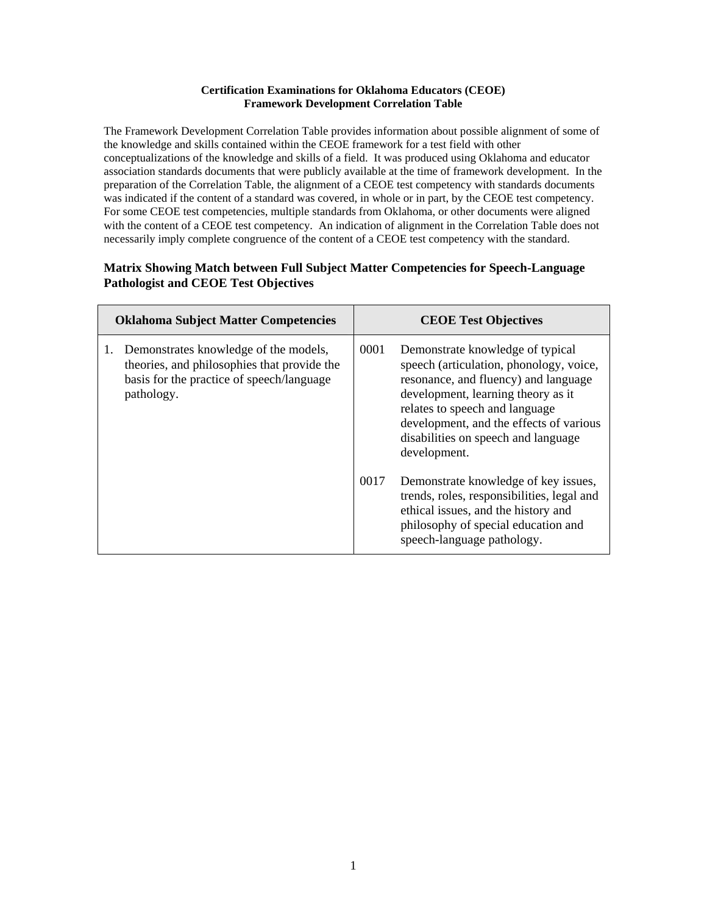**Certification Examinations for Oklahoma Educators (CEOE)**
**Framework Development Correlation Table**

The Framework Development Correlation Table provides information about possible alignment of some of the knowledge and skills contained within the CEOE framework for a test field with other conceptualizations of the knowledge and skills of a field. It was produced using Oklahoma and educator association standards documents that were publicly available at the time of framework development. In the preparation of the Correlation Table, the alignment of a CEOE test competency with standards documents was indicated if the content of a standard was covered, in whole or in part, by the CEOE test competency. For some CEOE test competencies, multiple standards from Oklahoma, or other documents were aligned with the content of a CEOE test competency. An indication of alignment in the Correlation Table does not necessarily imply complete congruence of the content of a CEOE test competency with the standard.

### Matrix Showing Match between Full Subject Matter Competencies for Speech-Language Pathologist and CEOE Test Objectives

| Oklahoma Subject Matter Competencies | CEOE Test Objectives |
|---|---|
| 1. Demonstrates knowledge of the models, theories, and philosophies that provide the basis for the practice of speech/language pathology. | 0001 Demonstrate knowledge of typical speech (articulation, phonology, voice, resonance, and fluency) and language development, learning theory as it relates to speech and language development, and the effects of various disabilities on speech and language development. |
| | 0017 Demonstrate knowledge of key issues, trends, roles, responsibilities, legal and ethical issues, and the history and philosophy of special education and speech-language pathology. |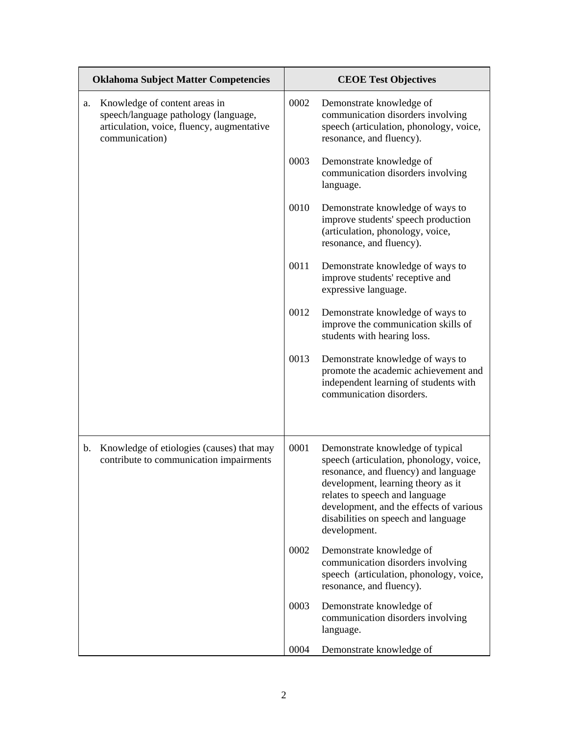| Oklahoma Subject Matter Competencies | CEOE Test Objectives | |
|---|---|---|
| a. Knowledge of content areas in speech/language pathology (language, articulation, voice, fluency, augmentative communication) | 0002 | Demonstrate knowledge of communication disorders involving speech (articulation, phonology, voice, resonance, and fluency). |
| | 0003 | Demonstrate knowledge of communication disorders involving language. |
| | 0010 | Demonstrate knowledge of ways to improve students' speech production (articulation, phonology, voice, resonance, and fluency). |
| | 0011 | Demonstrate knowledge of ways to improve students' receptive and expressive language. |
| | 0012 | Demonstrate knowledge of ways to improve the communication skills of students with hearing loss. |
| | 0013 | Demonstrate knowledge of ways to promote the academic achievement and independent learning of students with communication disorders. |
| b. Knowledge of etiologies (causes) that may contribute to communication impairments | 0001 | Demonstrate knowledge of typical speech (articulation, phonology, voice, resonance, and fluency) and language development, learning theory as it relates to speech and language development, and the effects of various disabilities on speech and language development. |
| | 0002 | Demonstrate knowledge of communication disorders involving speech (articulation, phonology, voice, resonance, and fluency). |
| | 0003 | Demonstrate knowledge of communication disorders involving language. |
| | 0004 | Demonstrate knowledge of |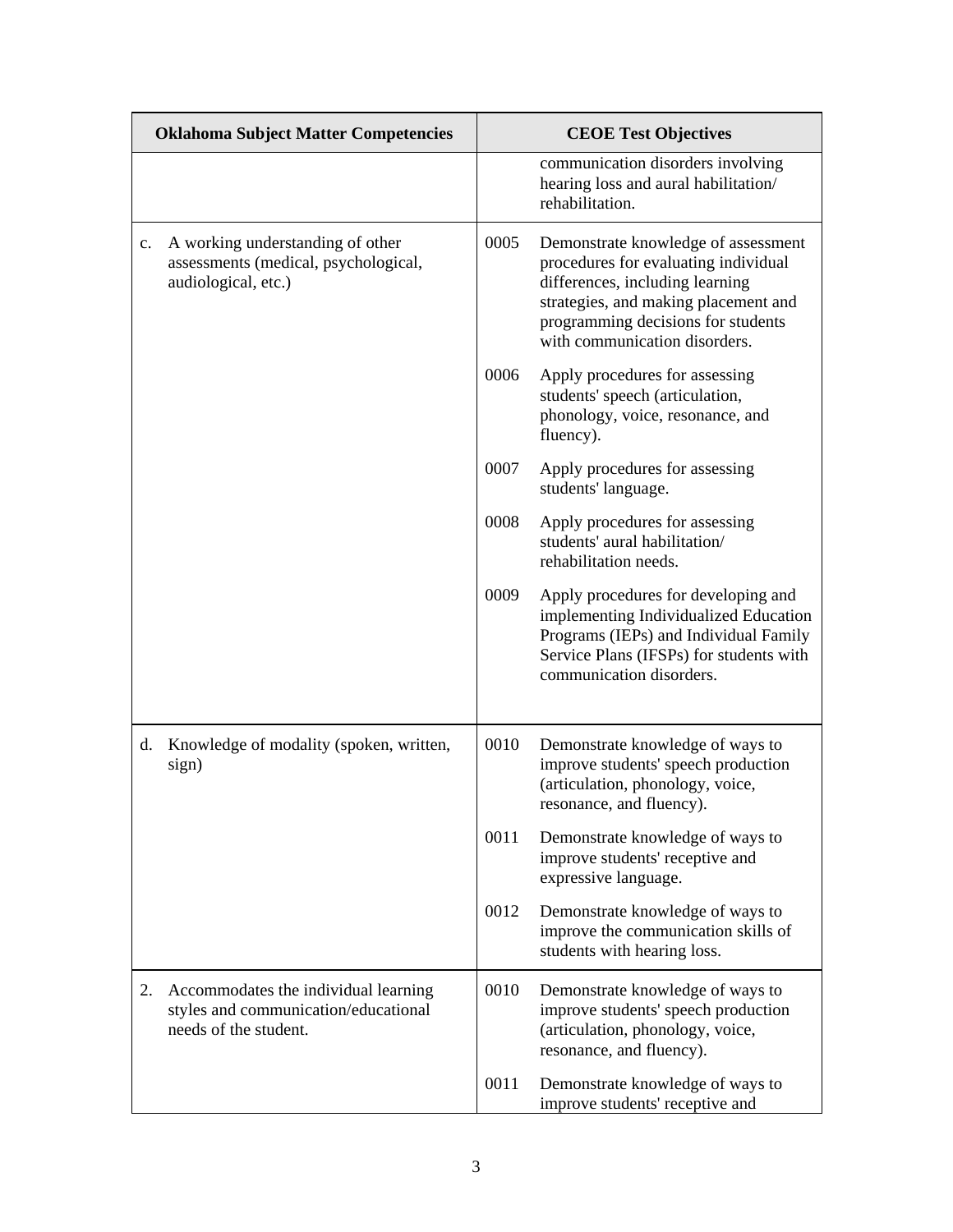| Oklahoma Subject Matter Competencies | CEOE Test Objectives |
|---|---|
| | communication disorders involving hearing loss and aural habilitation/ rehabilitation. |
| c. A working understanding of other assessments (medical, psychological, audiological, etc.) | 0005 Demonstrate knowledge of assessment procedures for evaluating individual differences, including learning strategies, and making placement and programming decisions for students with communication disorders. |
| | 0006 Apply procedures for assessing students' speech (articulation, phonology, voice, resonance, and fluency). |
| | 0007 Apply procedures for assessing students' language. |
| | 0008 Apply procedures for assessing students' aural habilitation/ rehabilitation needs. |
| | 0009 Apply procedures for developing and implementing Individualized Education Programs (IEPs) and Individual Family Service Plans (IFSPs) for students with communication disorders. |
| d. Knowledge of modality (spoken, written, sign) | 0010 Demonstrate knowledge of ways to improve students' speech production (articulation, phonology, voice, resonance, and fluency). |
| | 0011 Demonstrate knowledge of ways to improve students' receptive and expressive language. |
| | 0012 Demonstrate knowledge of ways to improve the communication skills of students with hearing loss. |
| 2. Accommodates the individual learning styles and communication/educational needs of the student. | 0010 Demonstrate knowledge of ways to improve students' speech production (articulation, phonology, voice, resonance, and fluency). |
| | 0011 Demonstrate knowledge of ways to improve students' receptive and |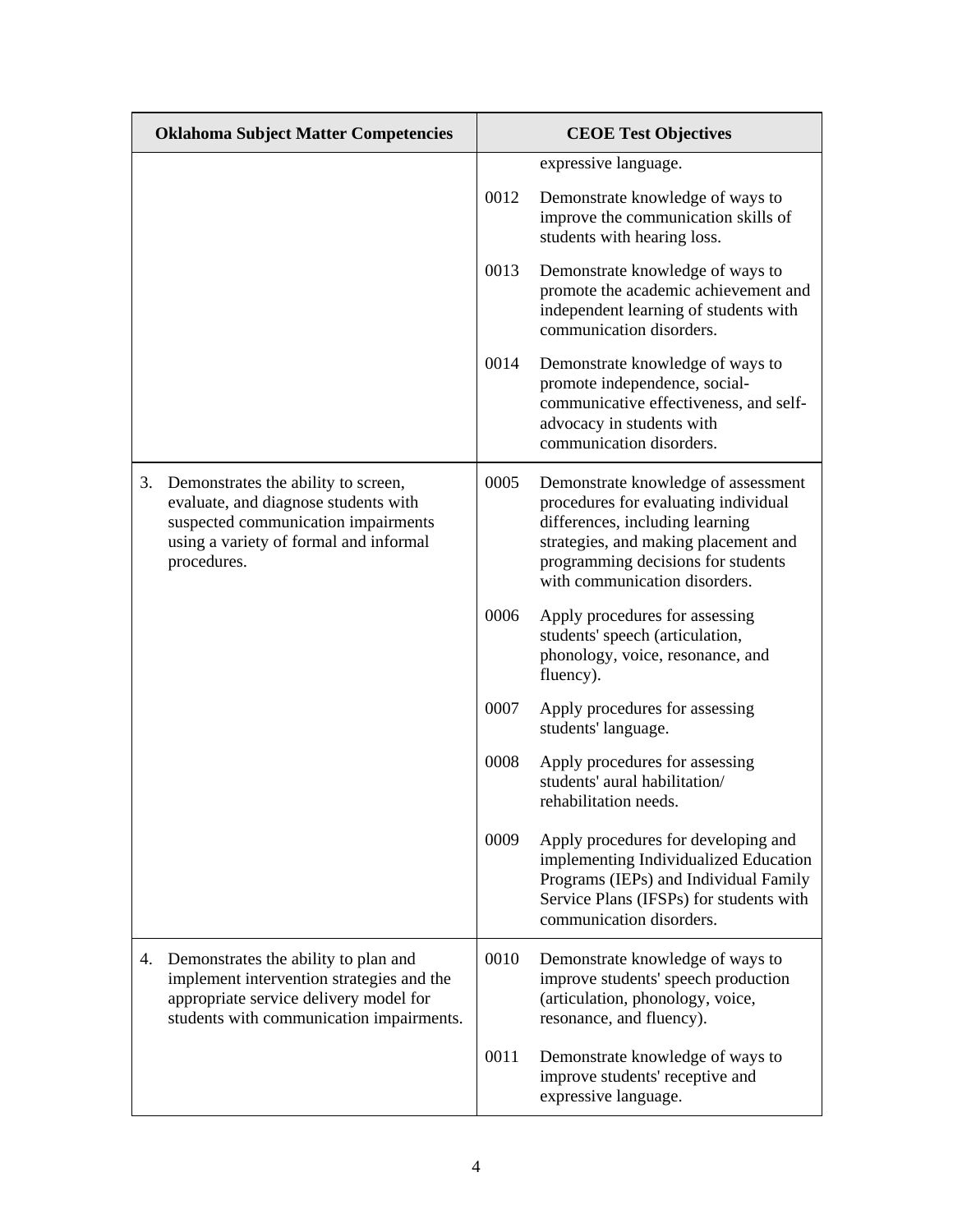| Oklahoma Subject Matter Competencies | CEOE Test Objectives |
|---|---|
| | expressive language. |
| | 0012 Demonstrate knowledge of ways to improve the communication skills of students with hearing loss. |
| | 0013 Demonstrate knowledge of ways to promote the academic achievement and independent learning of students with communication disorders. |
| | 0014 Demonstrate knowledge of ways to promote independence, social-communicative effectiveness, and self-advocacy in students with communication disorders. |
| 3. Demonstrates the ability to screen, evaluate, and diagnose students with suspected communication impairments using a variety of formal and informal procedures. | 0005 Demonstrate knowledge of assessment procedures for evaluating individual differences, including learning strategies, and making placement and programming decisions for students with communication disorders. |
| | 0006 Apply procedures for assessing students' speech (articulation, phonology, voice, resonance, and fluency). |
| | 0007 Apply procedures for assessing students' language. |
| | 0008 Apply procedures for assessing students' aural habilitation/ rehabilitation needs. |
| | 0009 Apply procedures for developing and implementing Individualized Education Programs (IEPs) and Individual Family Service Plans (IFSPs) for students with communication disorders. |
| 4. Demonstrates the ability to plan and implement intervention strategies and the appropriate service delivery model for students with communication impairments. | 0010 Demonstrate knowledge of ways to improve students' speech production (articulation, phonology, voice, resonance, and fluency). |
| | 0011 Demonstrate knowledge of ways to improve students' receptive and expressive language. |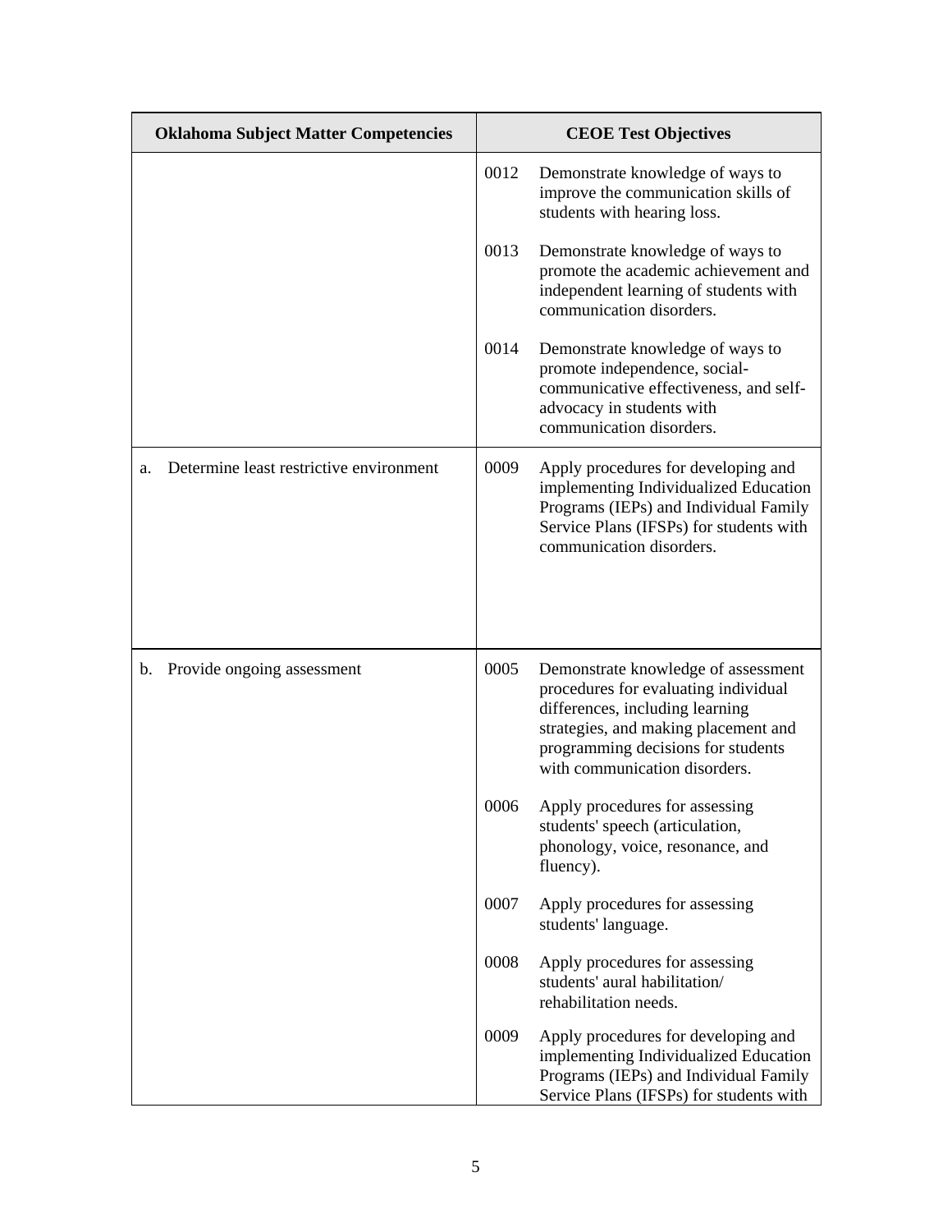| Oklahoma Subject Matter Competencies | CEOE Test Objectives |
|---|---|
| | 0012 Demonstrate knowledge of ways to improve the communication skills of students with hearing loss.<br><br>0013 Demonstrate knowledge of ways to promote the academic achievement and independent learning of students with communication disorders.<br><br>0014 Demonstrate knowledge of ways to promote independence, social-communicative effectiveness, and self-advocacy in students with communication disorders. |
| a. Determine least restrictive environment | 0009 Apply procedures for developing and implementing Individualized Education Programs (IEPs) and Individual Family Service Plans (IFSPs) for students with communication disorders. |
| b. Provide ongoing assessment | 0005 Demonstrate knowledge of assessment procedures for evaluating individual differences, including learning strategies, and making placement and programming decisions for students with communication disorders.<br><br>0006 Apply procedures for assessing students' speech (articulation, phonology, voice, resonance, and fluency).<br><br>0007 Apply procedures for assessing students' language.<br><br>0008 Apply procedures for assessing students' aural habilitation/ rehabilitation needs.<br><br>0009 Apply procedures for developing and implementing Individualized Education Programs (IEPs) and Individual Family Service Plans (IFSPs) for students with |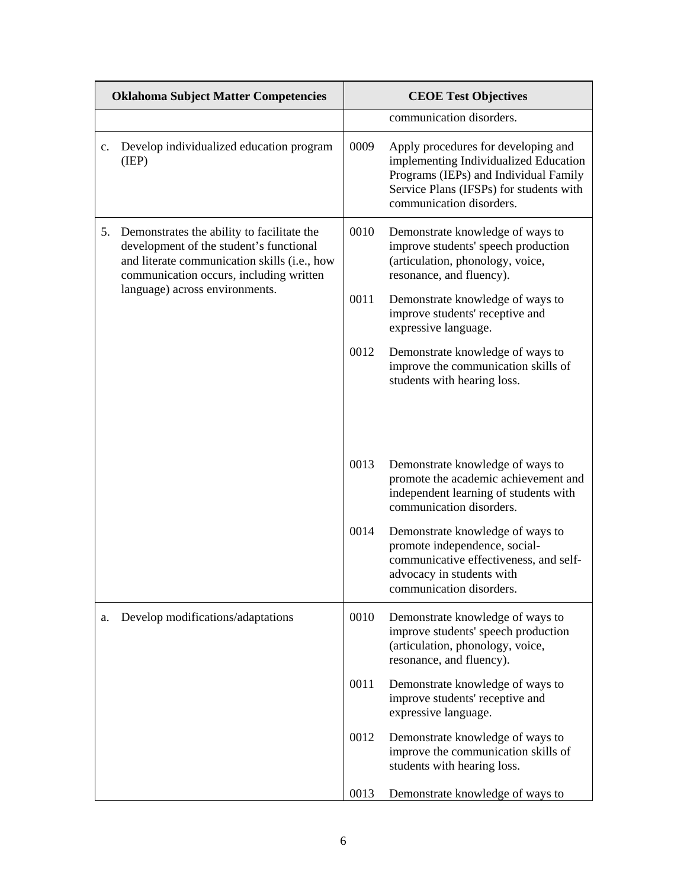| Oklahoma Subject Matter Competencies | CEOE Test Objectives |
|---|---|
| | communication disorders. |
| c. Develop individualized education program (IEP) | 0009 Apply procedures for developing and implementing Individualized Education Programs (IEPs) and Individual Family Service Plans (IFSPs) for students with communication disorders. |
| 5. Demonstrates the ability to facilitate the development of the student's functional and literate communication skills (i.e., how communication occurs, including written language) across environments. | 0010 Demonstrate knowledge of ways to improve students' speech production (articulation, phonology, voice, resonance, and fluency).<br><br>0011 Demonstrate knowledge of ways to improve students' receptive and expressive language.<br><br>0012 Demonstrate knowledge of ways to improve the communication skills of students with hearing loss.<br><br>0013 Demonstrate knowledge of ways to promote the academic achievement and independent learning of students with communication disorders.<br><br>0014 Demonstrate knowledge of ways to promote independence, social-communicative effectiveness, and self-advocacy in students with communication disorders. |
| a. Develop modifications/adaptations | 0010 Demonstrate knowledge of ways to improve students' speech production (articulation, phonology, voice, resonance, and fluency).<br><br>0011 Demonstrate knowledge of ways to improve students' receptive and expressive language.<br><br>0012 Demonstrate knowledge of ways to improve the communication skills of students with hearing loss.<br><br>0013 Demonstrate knowledge of ways to |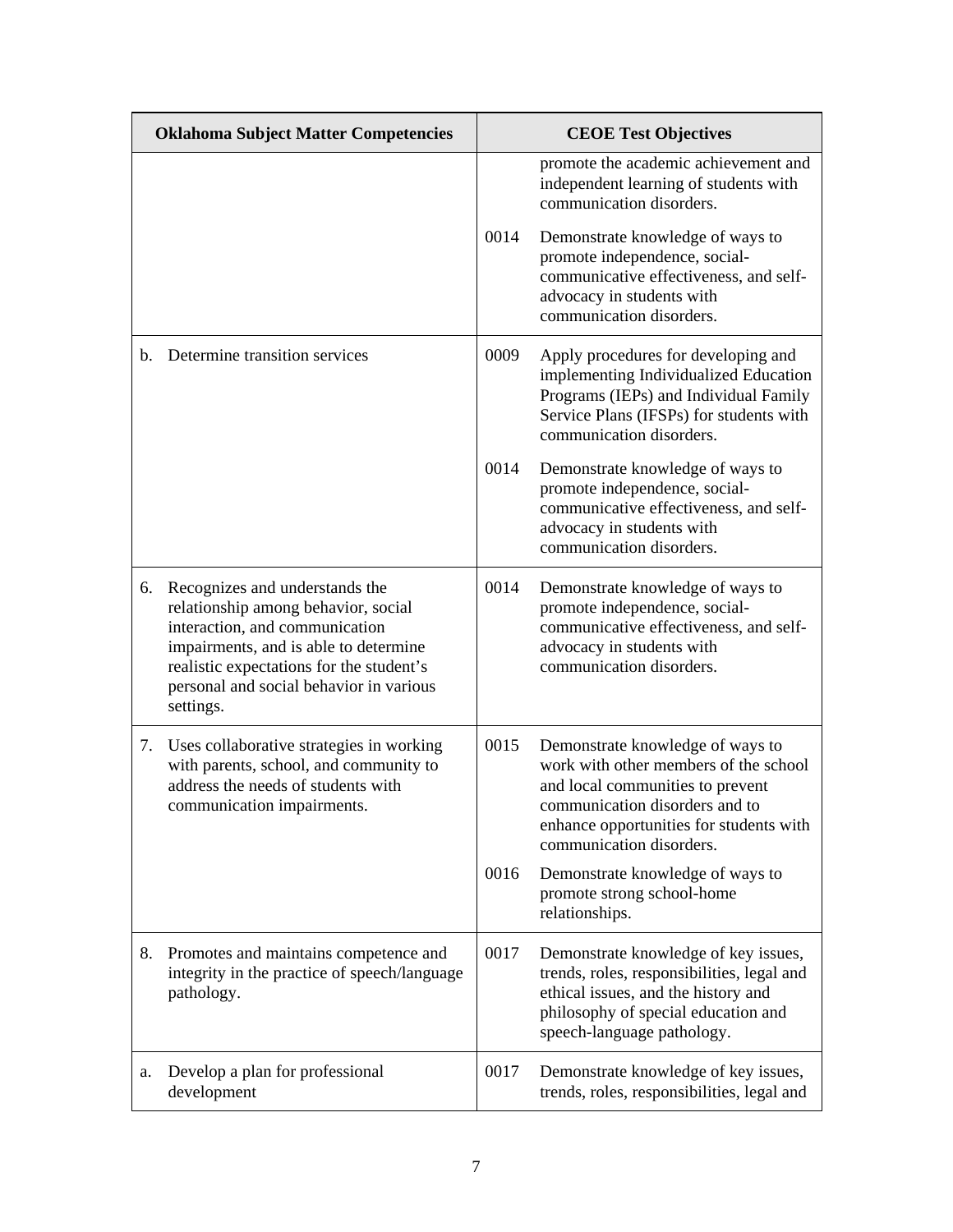| Oklahoma Subject Matter Competencies | CEOE Test Objectives |
|---|---|
| | promote the academic achievement and independent learning of students with communication disorders. |
| | 0014 Demonstrate knowledge of ways to promote independence, social-communicative effectiveness, and self-advocacy in students with communication disorders. |
| b. Determine transition services | 0009 Apply procedures for developing and implementing Individualized Education Programs (IEPs) and Individual Family Service Plans (IFSPs) for students with communication disorders. |
| | 0014 Demonstrate knowledge of ways to promote independence, social-communicative effectiveness, and self-advocacy in students with communication disorders. |
| 6. Recognizes and understands the relationship among behavior, social interaction, and communication impairments, and is able to determine realistic expectations for the student's personal and social behavior in various settings. | 0014 Demonstrate knowledge of ways to promote independence, social-communicative effectiveness, and self-advocacy in students with communication disorders. |
| 7. Uses collaborative strategies in working with parents, school, and community to address the needs of students with communication impairments. | 0015 Demonstrate knowledge of ways to work with other members of the school and local communities to prevent communication disorders and to enhance opportunities for students with communication disorders. |
| | 0016 Demonstrate knowledge of ways to promote strong school-home relationships. |
| 8. Promotes and maintains competence and integrity in the practice of speech/language pathology. | 0017 Demonstrate knowledge of key issues, trends, roles, responsibilities, legal and ethical issues, and the history and philosophy of special education and speech-language pathology. |
| a. Develop a plan for professional development | 0017 Demonstrate knowledge of key issues, trends, roles, responsibilities, legal and |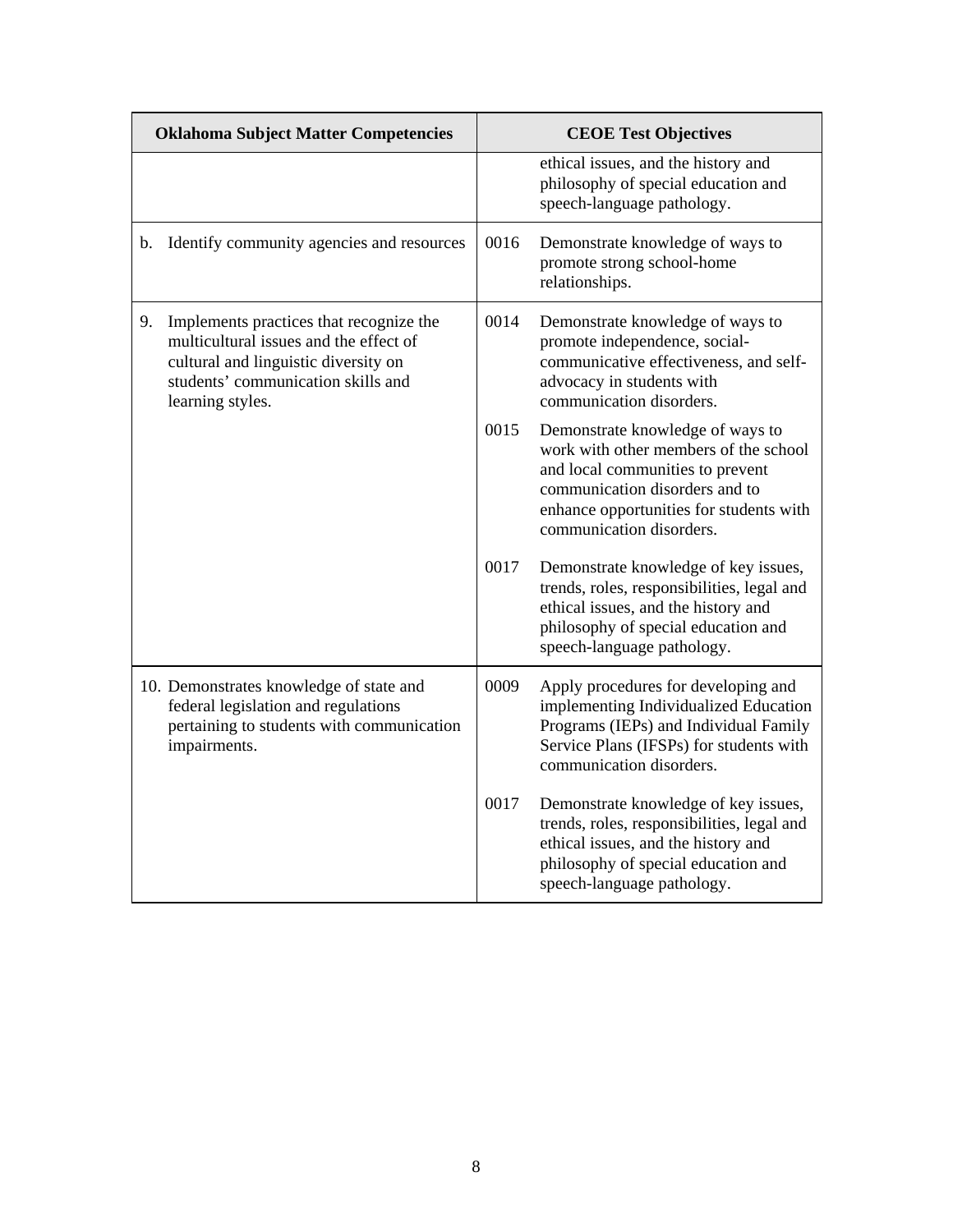| Oklahoma Subject Matter Competencies | CEOE Test Objectives |
| --- | --- |
| | ethical issues, and the history and philosophy of special education and speech-language pathology. |
| b. Identify community agencies and resources | 0016 Demonstrate knowledge of ways to promote strong school-home relationships. |
| 9. Implements practices that recognize the multicultural issues and the effect of cultural and linguistic diversity on students' communication skills and learning styles. | 0014 Demonstrate knowledge of ways to promote independence, social-communicative effectiveness, and self-advocacy in students with communication disorders. |
| | 0015 Demonstrate knowledge of ways to work with other members of the school and local communities to prevent communication disorders and to enhance opportunities for students with communication disorders. |
| | 0017 Demonstrate knowledge of key issues, trends, roles, responsibilities, legal and ethical issues, and the history and philosophy of special education and speech-language pathology. |
| 10. Demonstrates knowledge of state and federal legislation and regulations pertaining to students with communication impairments. | 0009 Apply procedures for developing and implementing Individualized Education Programs (IEPs) and Individual Family Service Plans (IFSPs) for students with communication disorders. |
| | 0017 Demonstrate knowledge of key issues, trends, roles, responsibilities, legal and ethical issues, and the history and philosophy of special education and speech-language pathology. |